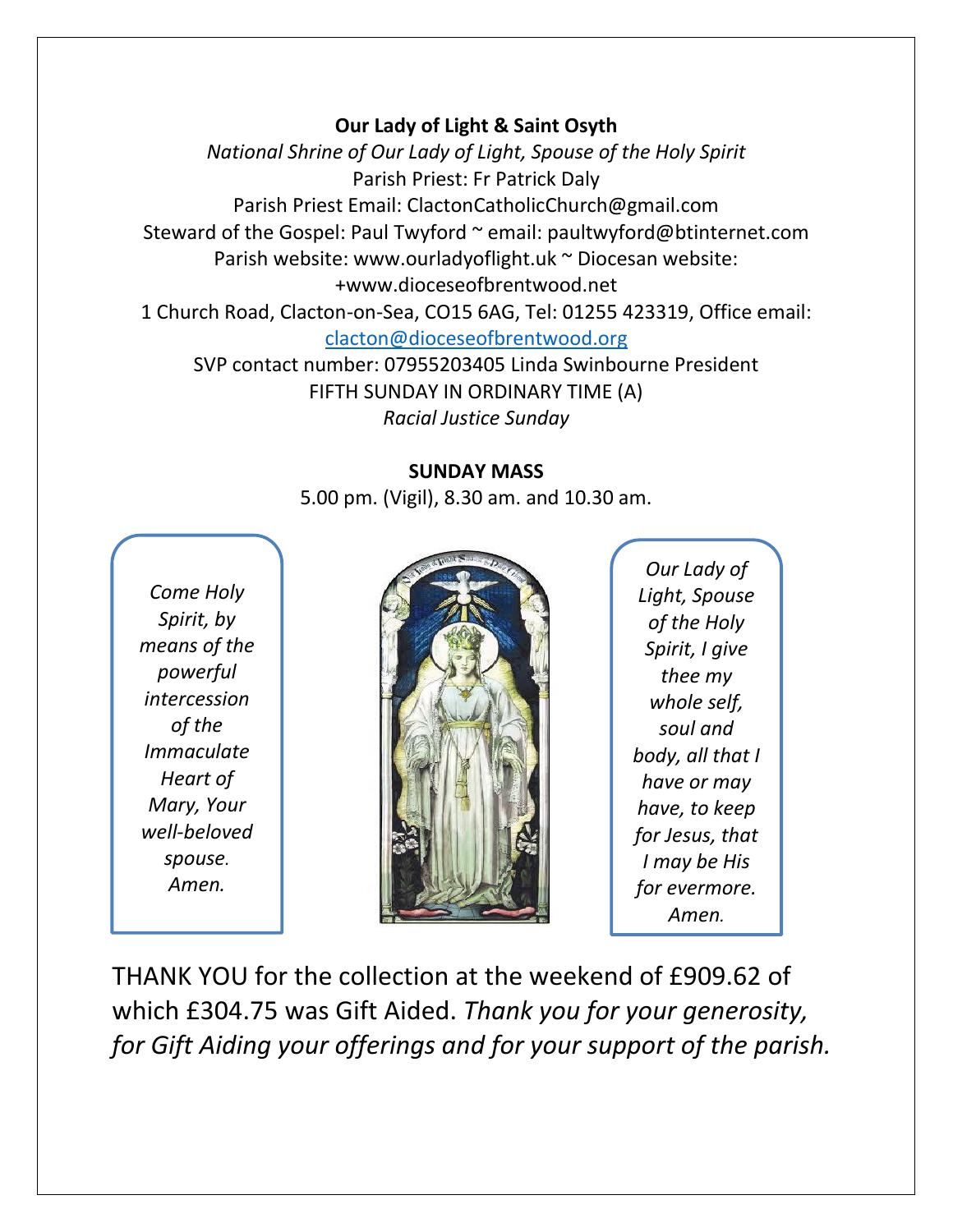**Our Lady of Light & Saint Osyth**

*National Shrine of Our Lady of Light, Spouse of the Holy Spirit*

Parish Priest: Fr Patrick Daly

Parish Priest Email: ClactonCatholicChurch@gmail.com

Steward of the Gospel: Paul Twyford ~ email: paultwyford@btinternet.com

Parish website: www.ourladyoflight.uk ~ Diocesan website: +www.dioceseofbrentwood.net

1 Church Road, Clacton-on-Sea, CO15 6AG, Tel: 01255 423319, Office email: clacton@dioceseofbrentwood.org

SVP contact number: 07955203405 Linda Swinbourne President

FIFTH SUNDAY IN ORDINARY TIME (A)

*Racial Justice Sunday*

**SUNDAY MASS**

5.00 pm. (Vigil), 8.30 am. and 10.30 am.

*Come Holy Spirit, by means of the powerful intercession of the Immaculate Heart of Mary, Your well-beloved spouse. Amen.*

*Our Lady of Light, Spouse of the Holy Spirit, I give thee my whole self, soul and body, all that I have or may have, to keep for Jesus, that I may be His for evermore. Amen.*

THANK YOU for the collection at the weekend of £909.62 of which £304.75 was Gift Aided. *Thank you for your generosity, for Gift Aiding your offerings and for your support of the parish.*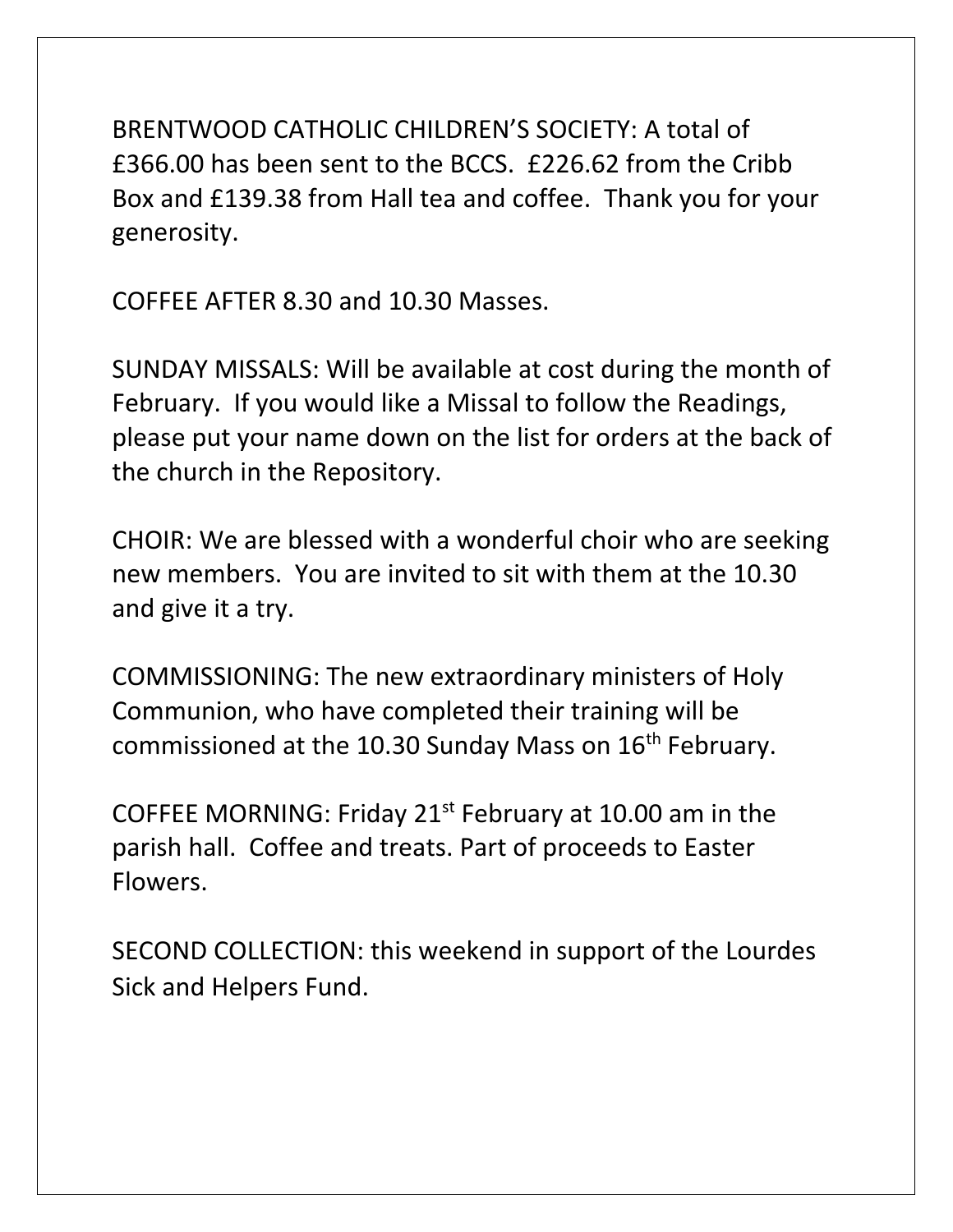BRENTWOOD CATHOLIC CHILDREN'S SOCIETY: A total of £366.00 has been sent to the BCCS. £226.62 from the Cribb Box and £139.38 from Hall tea and coffee. Thank you for your generosity.

COFFEE AFTER 8.30 and 10.30 Masses.

SUNDAY MISSALS: Will be available at cost during the month of February. If you would like a Missal to follow the Readings, please put your name down on the list for orders at the back of the church in the Repository.

CHOIR: We are blessed with a wonderful choir who are seeking new members. You are invited to sit with them at the 10.30 and give it a try.

COMMISSIONING: The new extraordinary ministers of Holy Communion, who have completed their training will be commissioned at the 10.30 Sunday Mass on 16th February.

COFFEE MORNING: Friday 21st February at 10.00 am in the parish hall. Coffee and treats. Part of proceeds to Easter Flowers.

SECOND COLLECTION: this weekend in support of the Lourdes Sick and Helpers Fund.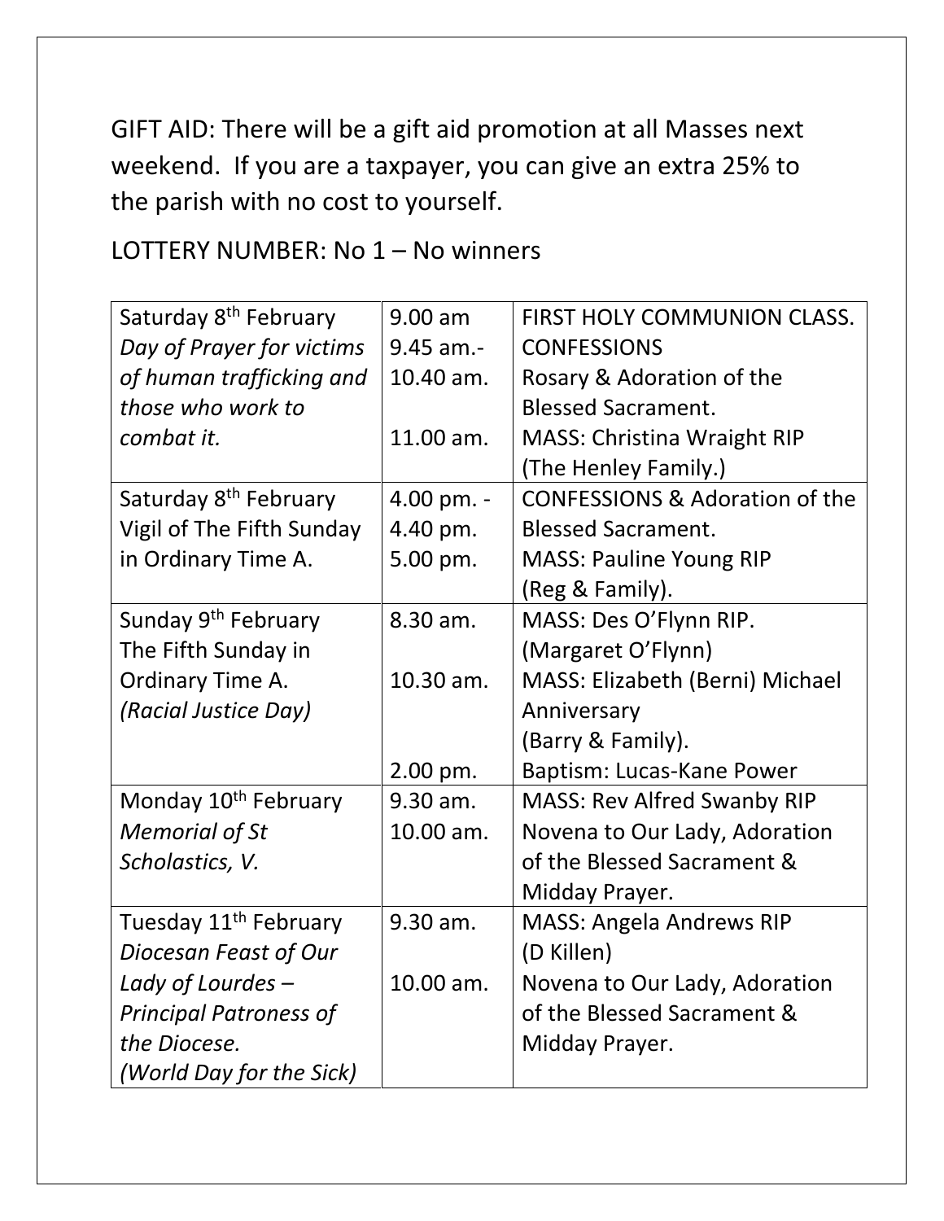GIFT AID: There will be a gift aid promotion at all Masses next weekend. If you are a taxpayer, you can give an extra 25% to the parish with no cost to yourself.

LOTTERY NUMBER: No 1 – No winners

| | | |
|---|---|---|
| Saturday 8th February<br>*Day of Prayer for victims of human trafficking and those who work to combat it.* | 9.00 am<br>9.45 am.-<br>10.40 am.<br><br>11.00 am. | FIRST HOLY COMMUNION CLASS.<br>CONFESSIONS<br>Rosary & Adoration of the Blessed Sacrament.<br>MASS: Christina Wraight RIP (The Henley Family.) |
| Saturday 8th February<br>Vigil of The Fifth Sunday in Ordinary Time A. | 4.00 pm. -<br>4.40 pm.<br>5.00 pm. | CONFESSIONS & Adoration of the Blessed Sacrament.<br>MASS: Pauline Young RIP (Reg & Family). |
| Sunday 9th February<br>The Fifth Sunday in Ordinary Time A.<br>*(Racial Justice Day)* | 8.30 am.<br><br>10.30 am.<br><br><br>2.00 pm. | MASS: Des O'Flynn RIP. (Margaret O'Flynn)<br>MASS: Elizabeth (Berni) Michael Anniversary (Barry & Family).<br>Baptism: Lucas-Kane Power |
| Monday 10th February<br>*Memorial of St Scholastics, V.* | 9.30 am.<br>10.00 am. | MASS: Rev Alfred Swanby RIP<br>Novena to Our Lady, Adoration of the Blessed Sacrament & Midday Prayer. |
| Tuesday 11th February<br>*Diocesan Feast of Our Lady of Lourdes – Principal Patroness of the Diocese.*<br>*(World Day for the Sick)* | 9.30 am.<br><br>10.00 am. | MASS: Angela Andrews RIP (D Killen)<br>Novena to Our Lady, Adoration of the Blessed Sacrament & Midday Prayer. |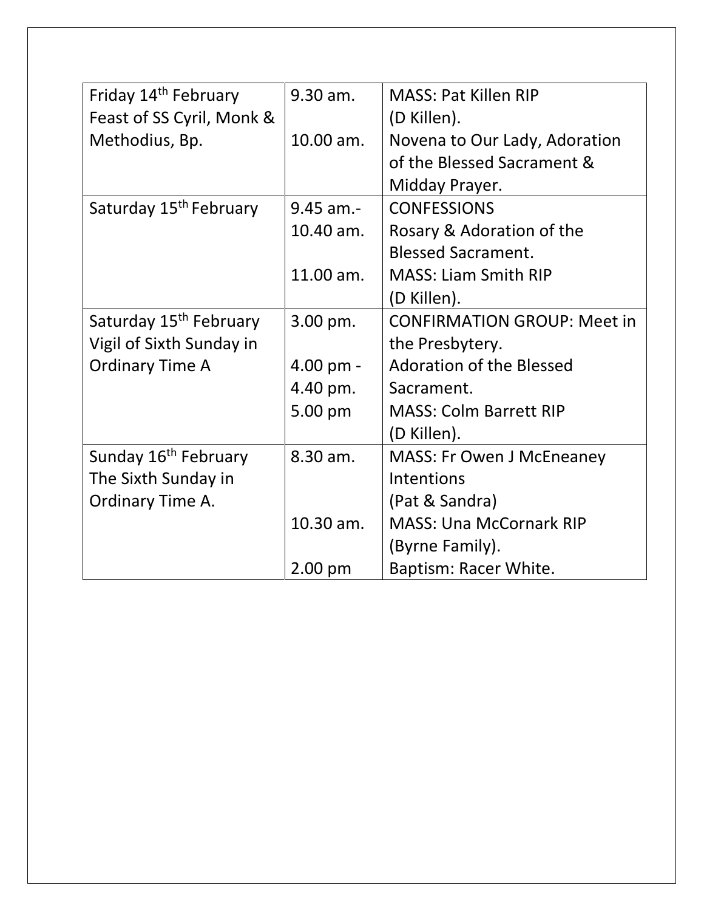| | | |
|---|---|---|
| Friday 14th February<br>Feast of SS Cyril, Monk & Methodius, Bp. | 9.30 am.<br><br>10.00 am. | MASS: Pat Killen RIP<br>(D Killen).<br>Novena to Our Lady, Adoration of the Blessed Sacrament & Midday Prayer. |
| Saturday 15th February | 9.45 am.-<br>10.40 am.<br><br>11.00 am. | CONFESSIONS<br>Rosary & Adoration of the Blessed Sacrament.<br>MASS: Liam Smith RIP<br>(D Killen). |
| Saturday 15th February<br>Vigil of Sixth Sunday in Ordinary Time A | 3.00 pm.<br><br>4.00 pm -<br>4.40 pm.<br>5.00 pm | CONFIRMATION GROUP: Meet in the Presbytery.<br>Adoration of the Blessed Sacrament.<br>MASS: Colm Barrett RIP<br>(D Killen). |
| Sunday 16th February<br>The Sixth Sunday in Ordinary Time A. | 8.30 am.<br><br><br>10.30 am.<br><br>2.00 pm | MASS: Fr Owen J McEneaney Intentions<br>(Pat & Sandra)<br>MASS: Una McCornark RIP<br>(Byrne Family).<br>Baptism: Racer White. |